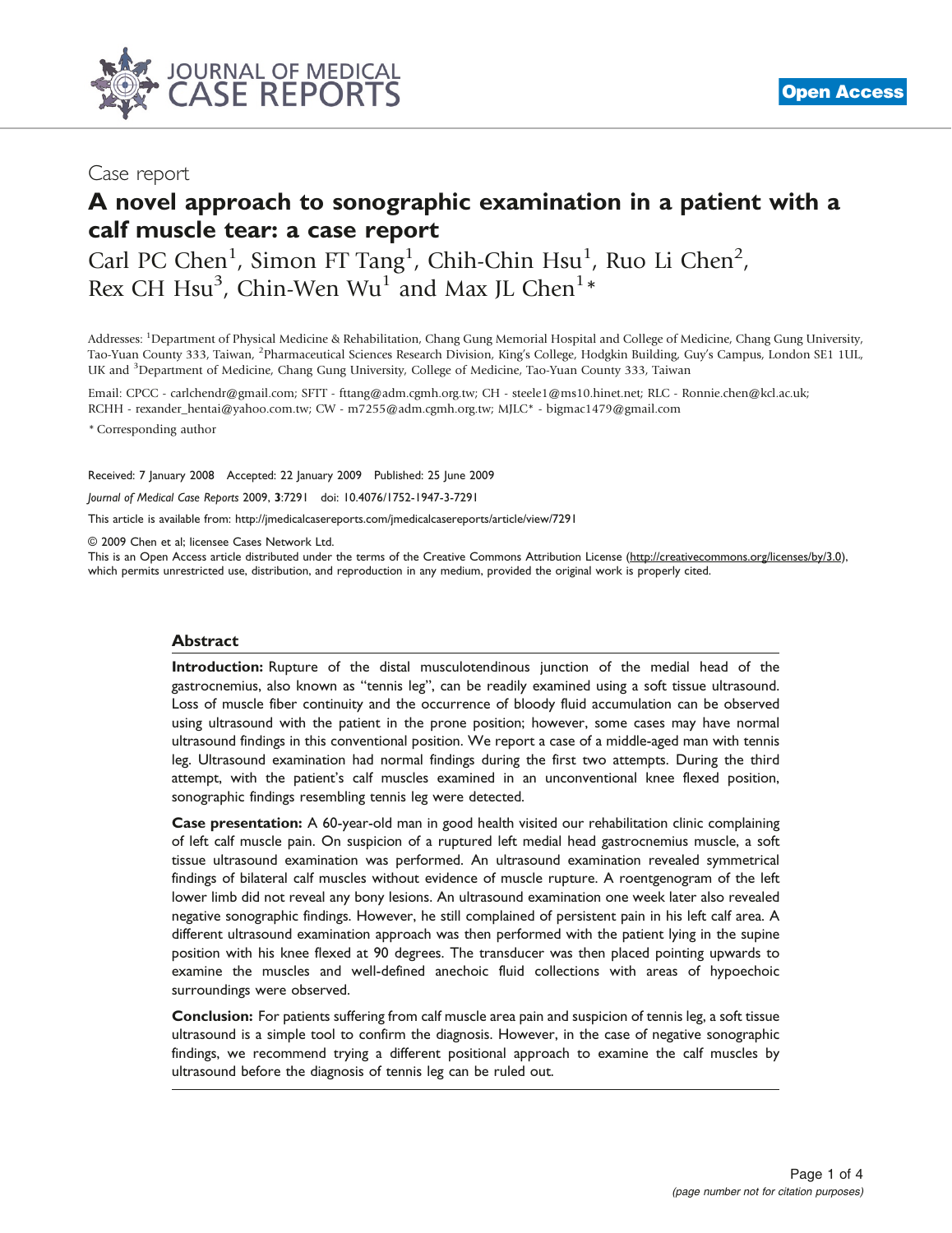Case report

# A novel approach to sonographic examination in a patient with a calf muscle tear: a case report

Carl PC Chen[1], Simon FT Tang[1], Chih-Chin Hsu[1], Ruo Li Chen[2], Rex CH Hsu[3], Chin-Wen Wu[1] and Max JL Chen[1]*

Addresses: [1]Department of Physical Medicine & Rehabilitation, Chang Gung Memorial Hospital and College of Medicine, Chang Gung University, Tao-Yuan County 333, Taiwan, [2]Pharmaceutical Sciences Research Division, King's College, Hodgkin Building, Guy's Campus, London SE1 1UL, UK and [3]Department of Medicine, Chang Gung University, College of Medicine, Tao-Yuan County 333, Taiwan

Email: CPCC - carlchendr@gmail.com; SFTT - fttang@adm.cgmh.org.tw; CH - steele1@ms10.hinet.net; RLC - Ronnie.chen@kcl.ac.uk; RCHH - rexander_hentai@yahoo.com.tw; CW - m7255@adm.cgmh.org.tw; MJLC* - bigmac1479@gmail.com

* Corresponding author

Received: 7 January 2008 Accepted: 22 January 2009 Published: 25 June 2009

*Journal of Medical Case Reports* 2009, **3**:7291 doi: 10.4076/1752-1947-3-7291

This article is available from: http://jmedicalcasereports.com/jmedicalcasereports/article/view/7291

© 2009 Chen et al; licensee Cases Network Ltd.

This is an Open Access article distributed under the terms of the Creative Commons Attribution License (http://creativecommons.org/licenses/by/3.0), which permits unrestricted use, distribution, and reproduction in any medium, provided the original work is properly cited.

## Abstract

**Introduction:** Rupture of the distal musculotendinous junction of the medial head of the gastrocnemius, also known as "tennis leg", can be readily examined using a soft tissue ultrasound. Loss of muscle fiber continuity and the occurrence of bloody fluid accumulation can be observed using ultrasound with the patient in the prone position; however, some cases may have normal ultrasound findings in this conventional position. We report a case of a middle-aged man with tennis leg. Ultrasound examination had normal findings during the first two attempts. During the third attempt, with the patient's calf muscles examined in an unconventional knee flexed position, sonographic findings resembling tennis leg were detected.

**Case presentation:** A 60-year-old man in good health visited our rehabilitation clinic complaining of left calf muscle pain. On suspicion of a ruptured left medial head gastrocnemius muscle, a soft tissue ultrasound examination was performed. An ultrasound examination revealed symmetrical findings of bilateral calf muscles without evidence of muscle rupture. A roentgenogram of the left lower limb did not reveal any bony lesions. An ultrasound examination one week later also revealed negative sonographic findings. However, he still complained of persistent pain in his left calf area. A different ultrasound examination approach was then performed with the patient lying in the supine position with his knee flexed at 90 degrees. The transducer was then placed pointing upwards to examine the muscles and well-defined anechoic fluid collections with areas of hypoechoic surroundings were observed.

**Conclusion:** For patients suffering from calf muscle area pain and suspicion of tennis leg, a soft tissue ultrasound is a simple tool to confirm the diagnosis. However, in the case of negative sonographic findings, we recommend trying a different positional approach to examine the calf muscles by ultrasound before the diagnosis of tennis leg can be ruled out.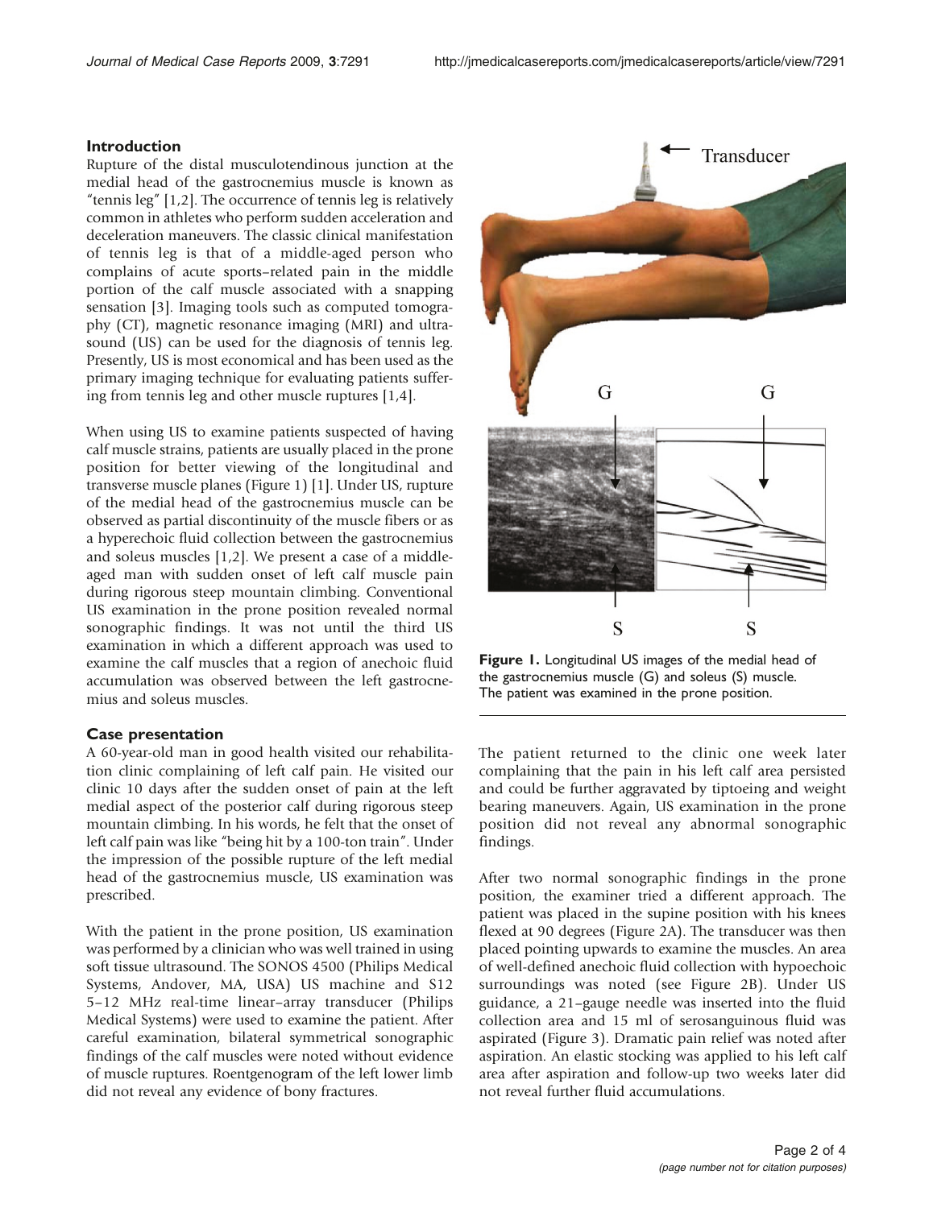## Introduction

Rupture of the distal musculotendinous junction at the medial head of the gastrocnemius muscle is known as "tennis leg" [1,2]. The occurrence of tennis leg is relatively common in athletes who perform sudden acceleration and deceleration maneuvers. The classic clinical manifestation of tennis leg is that of a middle-aged person who complains of acute sports–related pain in the middle portion of the calf muscle associated with a snapping sensation [3]. Imaging tools such as computed tomography (CT), magnetic resonance imaging (MRI) and ultrasound (US) can be used for the diagnosis of tennis leg. Presently, US is most economical and has been used as the primary imaging technique for evaluating patients suffering from tennis leg and other muscle ruptures [1,4].

When using US to examine patients suspected of having calf muscle strains, patients are usually placed in the prone position for better viewing of the longitudinal and transverse muscle planes (Figure 1) [1]. Under US, rupture of the medial head of the gastrocnemius muscle can be observed as partial discontinuity of the muscle fibers or as a hyperechoic fluid collection between the gastrocnemius and soleus muscles [1,2]. We present a case of a middle-aged man with sudden onset of left calf muscle pain during rigorous steep mountain climbing. Conventional US examination in the prone position revealed normal sonographic findings. It was not until the third US examination in which a different approach was used to examine the calf muscles that a region of anechoic fluid accumulation was observed between the left gastrocnemius and soleus muscles.

**Figure 1.** Longitudinal US images of the medial head of the gastrocnemius muscle (G) and soleus (S) muscle. The patient was examined in the prone position.

## Case presentation

A 60-year-old man in good health visited our rehabilitation clinic complaining of left calf pain. He visited our clinic 10 days after the sudden onset of pain at the left medial aspect of the posterior calf during rigorous steep mountain climbing. In his words, he felt that the onset of left calf pain was like "being hit by a 100-ton train". Under the impression of the possible rupture of the left medial head of the gastrocnemius muscle, US examination was prescribed.

With the patient in the prone position, US examination was performed by a clinician who was well trained in using soft tissue ultrasound. The SONOS 4500 (Philips Medical Systems, Andover, MA, USA) US machine and S12 5–12 MHz real-time linear–array transducer (Philips Medical Systems) were used to examine the patient. After careful examination, bilateral symmetrical sonographic findings of the calf muscles were noted without evidence of muscle ruptures. Roentgenogram of the left lower limb did not reveal any evidence of bony fractures.

The patient returned to the clinic one week later complaining that the pain in his left calf area persisted and could be further aggravated by tiptoeing and weight bearing maneuvers. Again, US examination in the prone position did not reveal any abnormal sonographic findings.

After two normal sonographic findings in the prone position, the examiner tried a different approach. The patient was placed in the supine position with his knees flexed at 90 degrees (Figure 2A). The transducer was then placed pointing upwards to examine the muscles. An area of well-defined anechoic fluid collection with hypoechoic surroundings was noted (see Figure 2B). Under US guidance, a 21–gauge needle was inserted into the fluid collection area and 15 ml of serosanguinous fluid was aspirated (Figure 3). Dramatic pain relief was noted after aspiration. An elastic stocking was applied to his left calf area after aspiration and follow-up two weeks later did not reveal further fluid accumulations.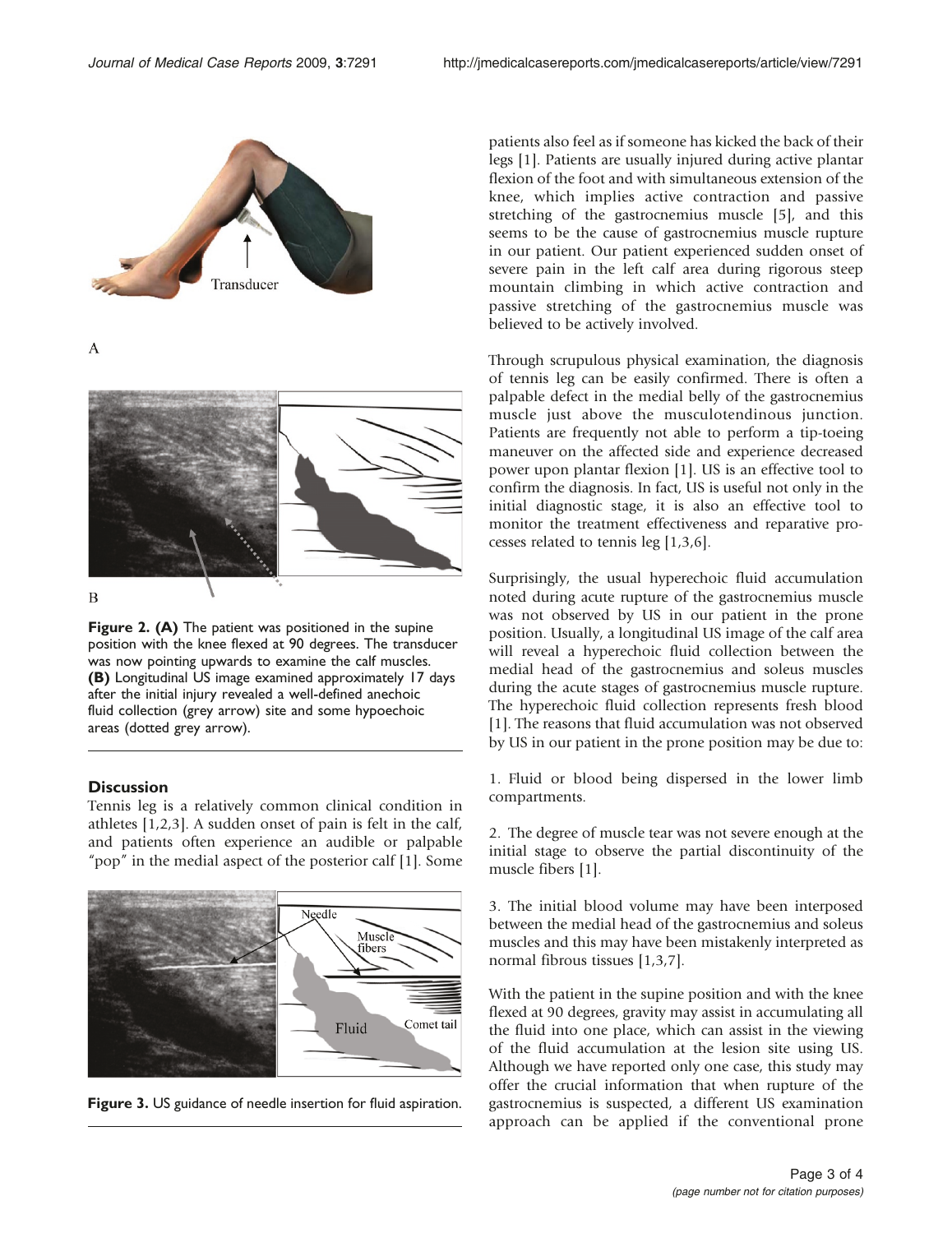**Figure 2. (A)** The patient was positioned in the supine position with the knee flexed at 90 degrees. The transducer was now pointing upwards to examine the calf muscles. **(B)** Longitudinal US image examined approximately 17 days after the initial injury revealed a well-defined anechoic fluid collection (grey arrow) site and some hypoechoic areas (dotted grey arrow).

## Discussion

Tennis leg is a relatively common clinical condition in athletes [1,2,3]. A sudden onset of pain is felt in the calf, and patients often experience an audible or palpable "pop" in the medial aspect of the posterior calf [1]. Some patients also feel as if someone has kicked the back of their legs [1]. Patients are usually injured during active plantar flexion of the foot and with simultaneous extension of the knee, which implies active contraction and passive stretching of the gastrocnemius muscle [5], and this seems to be the cause of gastrocnemius muscle rupture in our patient. Our patient experienced sudden onset of severe pain in the left calf area during rigorous steep mountain climbing in which active contraction and passive stretching of the gastrocnemius muscle was believed to be actively involved.

**Figure 3.** US guidance of needle insertion for fluid aspiration.

Through scrupulous physical examination, the diagnosis of tennis leg can be easily confirmed. There is often a palpable defect in the medial belly of the gastrocnemius muscle just above the musculotendinous junction. Patients are frequently not able to perform a tip-toeing maneuver on the affected side and experience decreased power upon plantar flexion [1]. US is an effective tool to confirm the diagnosis. In fact, US is useful not only in the initial diagnostic stage, it is also an effective tool to monitor the treatment effectiveness and reparative processes related to tennis leg [1,3,6].

Surprisingly, the usual hyperechoic fluid accumulation noted during acute rupture of the gastrocnemius muscle was not observed by US in our patient in the prone position. Usually, a longitudinal US image of the calf area will reveal a hyperechoic fluid collection between the medial head of the gastrocnemius and soleus muscles during the acute stages of gastrocnemius muscle rupture. The hyperechoic fluid collection represents fresh blood [1]. The reasons that fluid accumulation was not observed by US in our patient in the prone position may be due to:

1. Fluid or blood being dispersed in the lower limb compartments.

2. The degree of muscle tear was not severe enough at the initial stage to observe the partial discontinuity of the muscle fibers [1].

3. The initial blood volume may have been interposed between the medial head of the gastrocnemius and soleus muscles and this may have been mistakenly interpreted as normal fibrous tissues [1,3,7].

With the patient in the supine position and with the knee flexed at 90 degrees, gravity may assist in accumulating all the fluid into one place, which can assist in the viewing of the fluid accumulation at the lesion site using US. Although we have reported only one case, this study may offer the crucial information that when rupture of the gastrocnemius is suspected, a different US examination approach can be applied if the conventional prone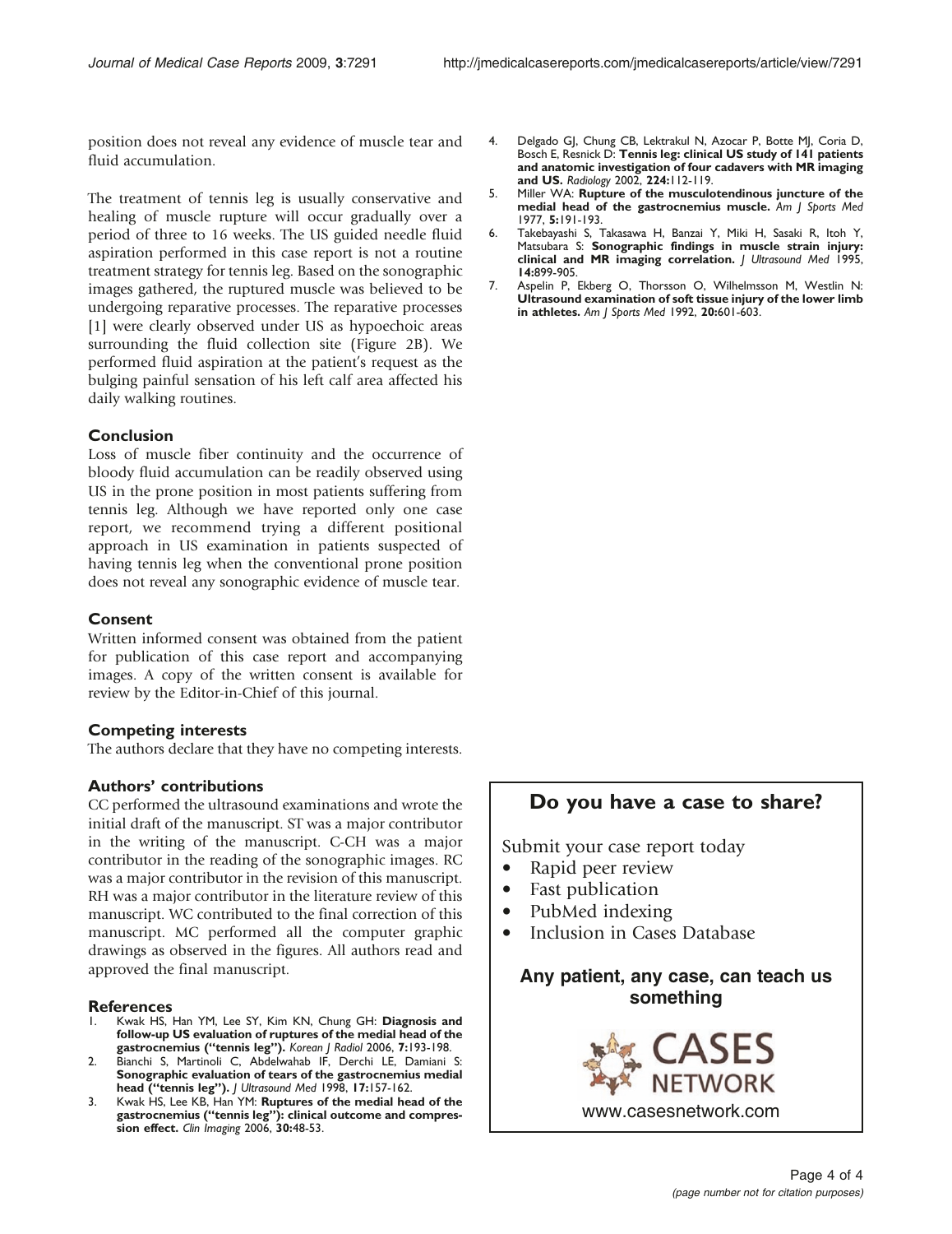position does not reveal any evidence of muscle tear and fluid accumulation.

The treatment of tennis leg is usually conservative and healing of muscle rupture will occur gradually over a period of three to 16 weeks. The US guided needle fluid aspiration performed in this case report is not a routine treatment strategy for tennis leg. Based on the sonographic images gathered, the ruptured muscle was believed to be undergoing reparative processes. The reparative processes [1] were clearly observed under US as hypoechoic areas surrounding the fluid collection site (Figure 2B). We performed fluid aspiration at the patient's request as the bulging painful sensation of his left calf area affected his daily walking routines.

## Conclusion

Loss of muscle fiber continuity and the occurrence of bloody fluid accumulation can be readily observed using US in the prone position in most patients suffering from tennis leg. Although we have reported only one case report, we recommend trying a different positional approach in US examination in patients suspected of having tennis leg when the conventional prone position does not reveal any sonographic evidence of muscle tear.

## Consent

Written informed consent was obtained from the patient for publication of this case report and accompanying images. A copy of the written consent is available for review by the Editor-in-Chief of this journal.

## Competing interests

The authors declare that they have no competing interests.

## Authors' contributions

CC performed the ultrasound examinations and wrote the initial draft of the manuscript. ST was a major contributor in the writing of the manuscript. C-CH was a major contributor in the reading of the sonographic images. RC was a major contributor in the revision of this manuscript. RH was a major contributor in the literature review of this manuscript. WC contributed to the final correction of this manuscript. MC performed all the computer graphic drawings as observed in the figures. All authors read and approved the final manuscript.

## References

1. Kwak HS, Han YM, Lee SY, Kim KN, Chung GH: **Diagnosis and follow-up US evaluation of ruptures of the medial head of the gastrocnemius ("tennis leg").** *Korean J Radiol* 2006, **7:**193-198.
2. Bianchi S, Martinoli C, Abdelwahab IF, Derchi LE, Damiani S: **Sonographic evaluation of tears of the gastrocnemius medial head ("tennis leg").** *J Ultrasound Med* 1998, **17:**157-162.
3. Kwak HS, Lee KB, Han YM: **Ruptures of the medial head of the gastrocnemius ("tennis leg"): clinical outcome and compression effect.** *Clin Imaging* 2006, **30:**48-53.
4. Delgado GJ, Chung CB, Lektrakul N, Azocar P, Botte MJ, Coria D, Bosch E, Resnick D: **Tennis leg: clinical US study of 141 patients and anatomic investigation of four cadavers with MR imaging and US.** *Radiology* 2002, **224:**112-119.
5. Miller WA: **Rupture of the musculotendinous juncture of the medial head of the gastrocnemius muscle.** *Am J Sports Med* 1977, **5:**191-193.
6. Takebayashi S, Takasawa H, Banzai Y, Miki H, Sasaki R, Itoh Y, Matsubara S: **Sonographic findings in muscle strain injury: clinical and MR imaging correlation.** *J Ultrasound Med* 1995, **14:**899-905.
7. Aspelin P, Ekberg O, Thorsson O, Wilhelmsson M, Westlin N: **Ultrasound examination of soft tissue injury of the lower limb in athletes.** *Am J Sports Med* 1992, **20:**601-603.

**Do you have a case to share?**

Submit your case report today

- Rapid peer review
- Fast publication
- PubMed indexing
- Inclusion in Cases Database

**Any patient, any case, can teach us something**

CASES NETWORK

www.casesnetwork.com